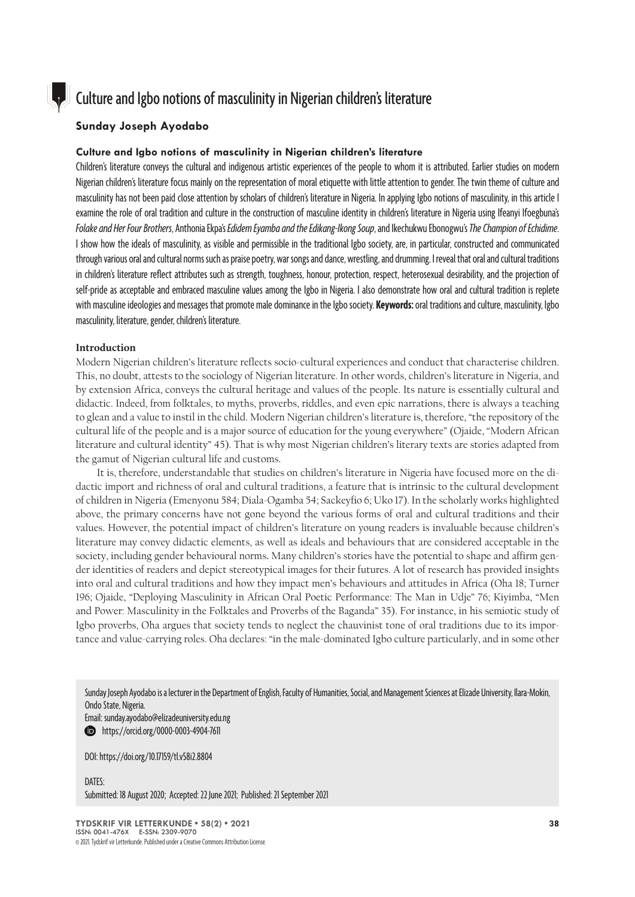# Culture and Igbo notions of masculinity in Nigerian children's literature

**Sunday Joseph Ayodabo**

**Culture and Igbo notions of masculinity in Nigerian children's literature**

Children's literature conveys the cultural and indigenous artistic experiences of the people to whom it is attributed. Earlier studies on modern Nigerian children's literature focus mainly on the representation of moral etiquette with little attention to gender. The twin theme of culture and masculinity has not been paid close attention by scholars of children's literature in Nigeria. In applying Igbo notions of masculinity, in this article I examine the role of oral tradition and culture in the construction of masculine identity in children's literature in Nigeria using Ifeanyi Ifoegbuna's *Folake and Her Four Brothers*, Anthonia Ekpa's *Edidem Eyamba and the Edikang-Ikong Soup*, and Ikechukwu Ebonogwu's *The Champion of Echidime*. I show how the ideals of masculinity, as visible and permissible in the traditional Igbo society, are, in particular, constructed and communicated through various oral and cultural norms such as praise poetry, war songs and dance, wrestling, and drumming. I reveal that oral and cultural traditions in children's literature reflect attributes such as strength, toughness, honour, protection, respect, heterosexual desirability, and the projection of self-pride as acceptable and embraced masculine values among the Igbo in Nigeria. I also demonstrate how oral and cultural tradition is replete with masculine ideologies and messages that promote male dominance in the Igbo society. **Keywords:** oral traditions and culture, masculinity, Igbo masculinity, literature, gender, children's literature.

## Introduction

Modern Nigerian children's literature reflects socio-cultural experiences and conduct that characterise children. This, no doubt, attests to the sociology of Nigerian literature. In other words, children's literature in Nigeria, and by extension Africa, conveys the cultural heritage and values of the people. Its nature is essentially cultural and didactic. Indeed, from folktales, to myths, proverbs, riddles, and even epic narrations, there is always a teaching to glean and a value to instil in the child. Modern Nigerian children's literature is, therefore, "the repository of the cultural life of the people and is a major source of education for the young everywhere" (Ojaide, "Modern African literature and cultural identity" 45). That is why most Nigerian children's literary texts are stories adapted from the gamut of Nigerian cultural life and customs.

It is, therefore, understandable that studies on children's literature in Nigeria have focused more on the didactic import and richness of oral and cultural traditions, a feature that is intrinsic to the cultural development of children in Nigeria (Emenyonu 584; Diala-Ogamba 54; Sackeyfio 6; Uko 17). In the scholarly works highlighted above, the primary concerns have not gone beyond the various forms of oral and cultural traditions and their values. However, the potential impact of children's literature on young readers is invaluable because children's literature may convey didactic elements, as well as ideals and behaviours that are considered acceptable in the society, including gender behavioural norms. Many children's stories have the potential to shape and affirm gender identities of readers and depict stereotypical images for their futures. A lot of research has provided insights into oral and cultural traditions and how they impact men's behaviours and attitudes in Africa (Oha 18; Turner 196; Ojaide, "Deploying Masculinity in African Oral Poetic Performance: The Man in Udje" 76; Kiyimba, "Men and Power: Masculinity in the Folktales and Proverbs of the Baganda" 35). For instance, in his semiotic study of Igbo proverbs, Oha argues that society tends to neglect the chauvinist tone of oral traditions due to its importance and value-carrying roles. Oha declares: "in the male-dominated Igbo culture particularly, and in some other

Sunday Joseph Ayodabo is a lecturer in the Department of English, Faculty of Humanities, Social, and Management Sciences at Elizade University, Ilara-Mokin, Ondo State, Nigeria.
Email: sunday.ayodabo@elizadeuniversity.edu.ng
https://orcid.org/0000-0003-4904-7611

DOI: https://doi.org/10.17159/tl.v58i2.8804

DATES:
Submitted: 18 August 2020; Accepted: 22 June 2021; Published: 21 September 2021

© 2021. Tydskrif vir Letterkunde. Published under a Creative Commons Attribution License.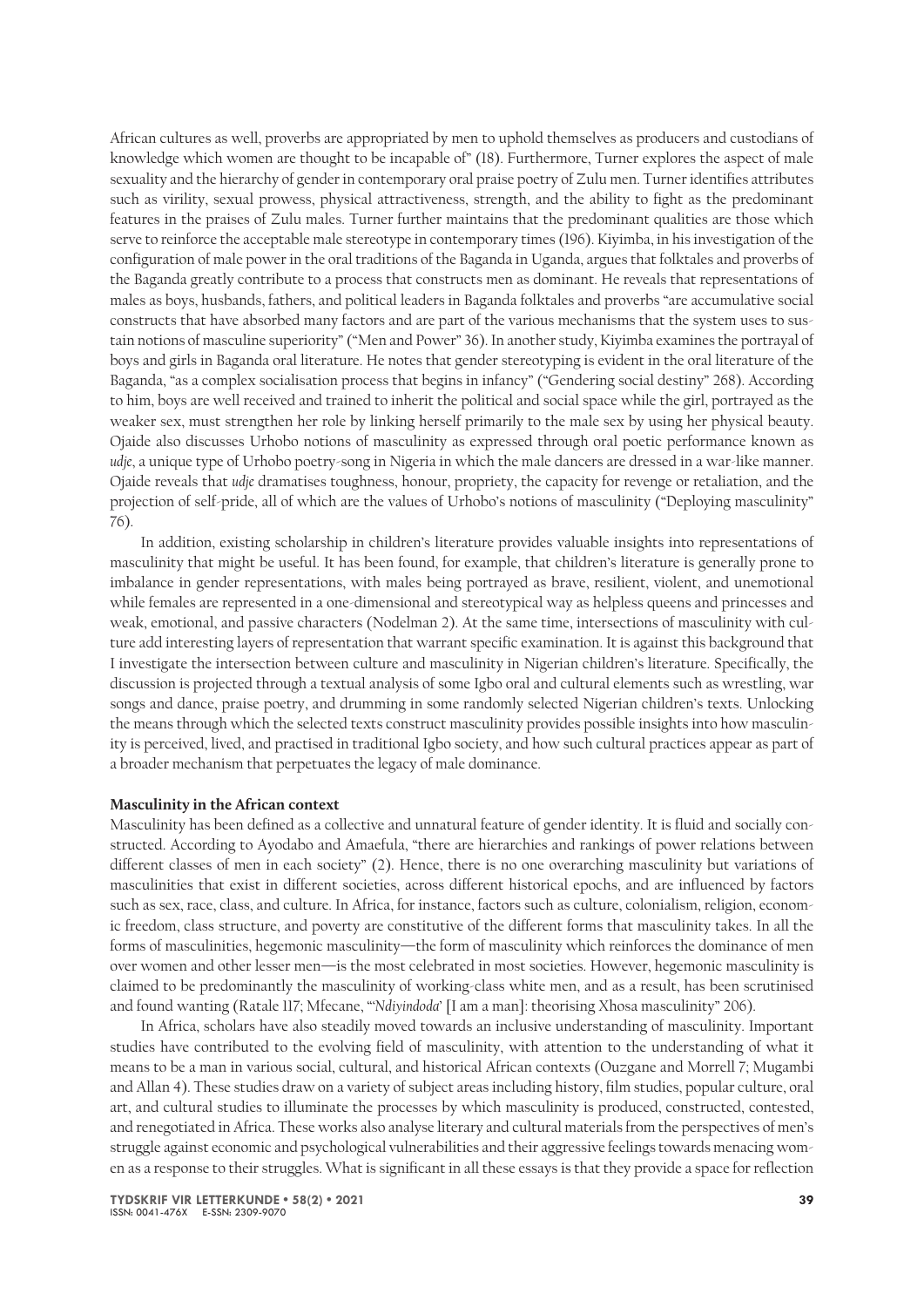African cultures as well, proverbs are appropriated by men to uphold themselves as producers and custodians of knowledge which women are thought to be incapable of" (18). Furthermore, Turner explores the aspect of male sexuality and the hierarchy of gender in contemporary oral praise poetry of Zulu men. Turner identifies attributes such as virility, sexual prowess, physical attractiveness, strength, and the ability to fight as the predominant features in the praises of Zulu males. Turner further maintains that the predominant qualities are those which serve to reinforce the acceptable male stereotype in contemporary times (196). Kiyimba, in his investigation of the configuration of male power in the oral traditions of the Baganda in Uganda, argues that folktales and proverbs of the Baganda greatly contribute to a process that constructs men as dominant. He reveals that representations of males as boys, husbands, fathers, and political leaders in Baganda folktales and proverbs "are accumulative social constructs that have absorbed many factors and are part of the various mechanisms that the system uses to sustain notions of masculine superiority" ("Men and Power" 36). In another study, Kiyimba examines the portrayal of boys and girls in Baganda oral literature. He notes that gender stereotyping is evident in the oral literature of the Baganda, "as a complex socialisation process that begins in infancy" ("Gendering social destiny" 268). According to him, boys are well received and trained to inherit the political and social space while the girl, portrayed as the weaker sex, must strengthen her role by linking herself primarily to the male sex by using her physical beauty. Ojaide also discusses Urhobo notions of masculinity as expressed through oral poetic performance known as *udje*, a unique type of Urhobo poetry-song in Nigeria in which the male dancers are dressed in a war-like manner. Ojaide reveals that *udje* dramatises toughness, honour, propriety, the capacity for revenge or retaliation, and the projection of self-pride, all of which are the values of Urhobo's notions of masculinity ("Deploying masculinity" 76).

In addition, existing scholarship in children's literature provides valuable insights into representations of masculinity that might be useful. It has been found, for example, that children's literature is generally prone to imbalance in gender representations, with males being portrayed as brave, resilient, violent, and unemotional while females are represented in a one-dimensional and stereotypical way as helpless queens and princesses and weak, emotional, and passive characters (Nodelman 2). At the same time, intersections of masculinity with culture add interesting layers of representation that warrant specific examination. It is against this background that I investigate the intersection between culture and masculinity in Nigerian children's literature. Specifically, the discussion is projected through a textual analysis of some Igbo oral and cultural elements such as wrestling, war songs and dance, praise poetry, and drumming in some randomly selected Nigerian children's texts. Unlocking the means through which the selected texts construct masculinity provides possible insights into how masculinity is perceived, lived, and practised in traditional Igbo society, and how such cultural practices appear as part of a broader mechanism that perpetuates the legacy of male dominance.

**Masculinity in the African context**

Masculinity has been defined as a collective and unnatural feature of gender identity. It is fluid and socially constructed. According to Ayodabo and Amaefula, "there are hierarchies and rankings of power relations between different classes of men in each society" (2). Hence, there is no one overarching masculinity but variations of masculinities that exist in different societies, across different historical epochs, and are influenced by factors such as sex, race, class, and culture. In Africa, for instance, factors such as culture, colonialism, religion, economic freedom, class structure, and poverty are constitutive of the different forms that masculinity takes. In all the forms of masculinities, hegemonic masculinity—the form of masculinity which reinforces the dominance of men over women and other lesser men—is the most celebrated in most societies. However, hegemonic masculinity is claimed to be predominantly the masculinity of working-class white men, and as a result, has been scrutinised and found wanting (Ratale 117; Mfecane, "'*Ndiyindoda*' [I am a man]: theorising Xhosa masculinity" 206).

In Africa, scholars have also steadily moved towards an inclusive understanding of masculinity. Important studies have contributed to the evolving field of masculinity, with attention to the understanding of what it means to be a man in various social, cultural, and historical African contexts (Ouzgane and Morrell 7; Mugambi and Allan 4). These studies draw on a variety of subject areas including history, film studies, popular culture, oral art, and cultural studies to illuminate the processes by which masculinity is produced, constructed, contested, and renegotiated in Africa. These works also analyse literary and cultural materials from the perspectives of men's struggle against economic and psychological vulnerabilities and their aggressive feelings towards menacing women as a response to their struggles. What is significant in all these essays is that they provide a space for reflection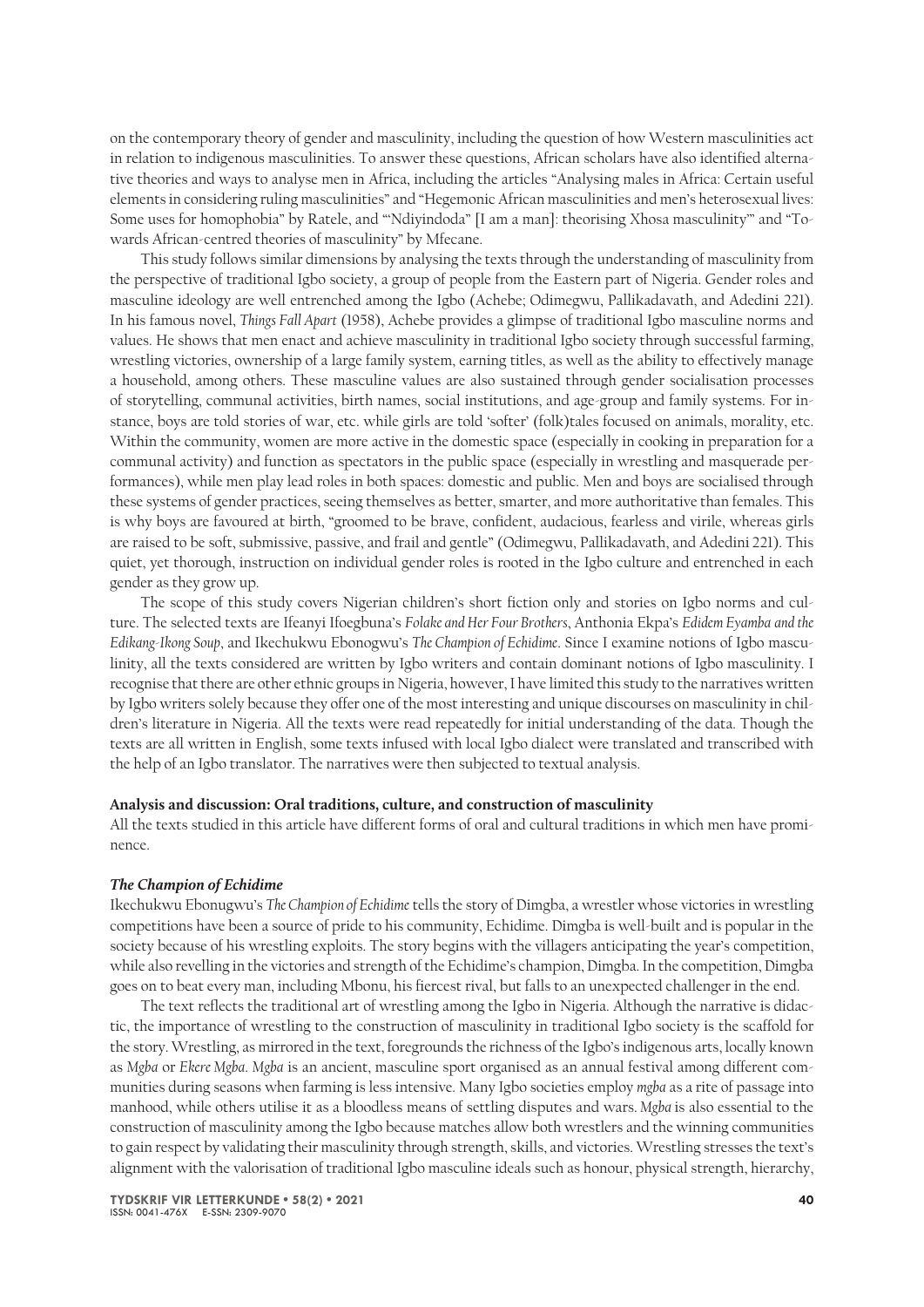on the contemporary theory of gender and masculinity, including the question of how Western masculinities act in relation to indigenous masculinities. To answer these questions, African scholars have also identified alternative theories and ways to analyse men in Africa, including the articles "Analysing males in Africa: Certain useful elements in considering ruling masculinities" and "Hegemonic African masculinities and men's heterosexual lives: Some uses for homophobia" by Ratele, and "'Ndiyindoda" [I am a man]: theorising Xhosa masculinity'" and "Towards African-centred theories of masculinity" by Mfecane.

This study follows similar dimensions by analysing the texts through the understanding of masculinity from the perspective of traditional Igbo society, a group of people from the Eastern part of Nigeria. Gender roles and masculine ideology are well entrenched among the Igbo (Achebe; Odimegwu, Pallikadavath, and Adedini 221). In his famous novel, *Things Fall Apart* (1958), Achebe provides a glimpse of traditional Igbo masculine norms and values. He shows that men enact and achieve masculinity in traditional Igbo society through successful farming, wrestling victories, ownership of a large family system, earning titles, as well as the ability to effectively manage a household, among others. These masculine values are also sustained through gender socialisation processes of storytelling, communal activities, birth names, social institutions, and age-group and family systems. For instance, boys are told stories of war, etc. while girls are told 'softer' (folk)tales focused on animals, morality, etc. Within the community, women are more active in the domestic space (especially in cooking in preparation for a communal activity) and function as spectators in the public space (especially in wrestling and masquerade performances), while men play lead roles in both spaces: domestic and public. Men and boys are socialised through these systems of gender practices, seeing themselves as better, smarter, and more authoritative than females. This is why boys are favoured at birth, "groomed to be brave, confident, audacious, fearless and virile, whereas girls are raised to be soft, submissive, passive, and frail and gentle" (Odimegwu, Pallikadavath, and Adedini 221). This quiet, yet thorough, instruction on individual gender roles is rooted in the Igbo culture and entrenched in each gender as they grow up.

The scope of this study covers Nigerian children's short fiction only and stories on Igbo norms and culture. The selected texts are Ifeanyi Ifoegbuna's *Folake and Her Four Brothers*, Anthonia Ekpa's *Edidem Eyamba and the Edikang-Ikong Soup*, and Ikechukwu Ebonogwu's *The Champion of Echidime*. Since I examine notions of Igbo masculinity, all the texts considered are written by Igbo writers and contain dominant notions of Igbo masculinity. I recognise that there are other ethnic groups in Nigeria, however, I have limited this study to the narratives written by Igbo writers solely because they offer one of the most interesting and unique discourses on masculinity in children's literature in Nigeria. All the texts were read repeatedly for initial understanding of the data. Though the texts are all written in English, some texts infused with local Igbo dialect were translated and transcribed with the help of an Igbo translator. The narratives were then subjected to textual analysis.

**Analysis and discussion: Oral traditions, culture, and construction of masculinity**

All the texts studied in this article have different forms of oral and cultural traditions in which men have prominence.

***The Champion of Echidime***

Ikechukwu Ebonugwu's *The Champion of Echidime* tells the story of Dimgba, a wrestler whose victories in wrestling competitions have been a source of pride to his community, Echidime. Dimgba is well-built and is popular in the society because of his wrestling exploits. The story begins with the villagers anticipating the year's competition, while also revelling in the victories and strength of the Echidime's champion, Dimgba. In the competition, Dimgba goes on to beat every man, including Mbonu, his fiercest rival, but falls to an unexpected challenger in the end.

The text reflects the traditional art of wrestling among the Igbo in Nigeria. Although the narrative is didactic, the importance of wrestling to the construction of masculinity in traditional Igbo society is the scaffold for the story. Wrestling, as mirrored in the text, foregrounds the richness of the Igbo's indigenous arts, locally known as *Mgba* or *Ekere Mgba*. *Mgba* is an ancient, masculine sport organised as an annual festival among different communities during seasons when farming is less intensive. Many Igbo societies employ *mgba* as a rite of passage into manhood, while others utilise it as a bloodless means of settling disputes and wars. *Mgba* is also essential to the construction of masculinity among the Igbo because matches allow both wrestlers and the winning communities to gain respect by validating their masculinity through strength, skills, and victories. Wrestling stresses the text's alignment with the valorisation of traditional Igbo masculine ideals such as honour, physical strength, hierarchy,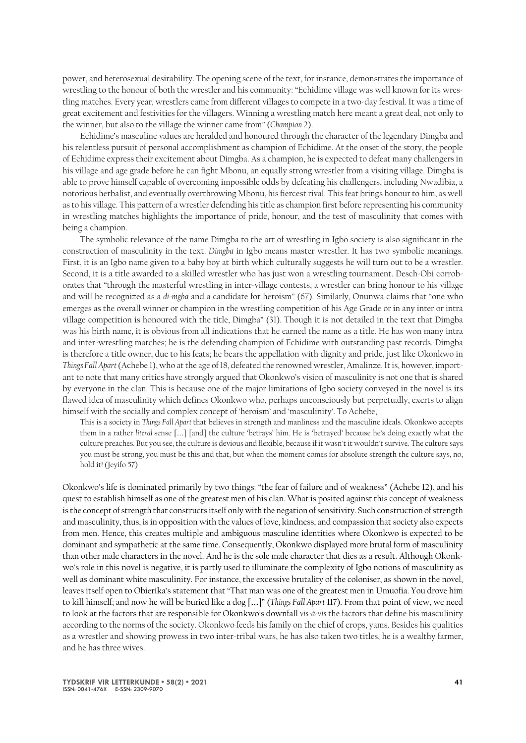power, and heterosexual desirability. The opening scene of the text, for instance, demonstrates the importance of wrestling to the honour of both the wrestler and his community: "Echidime village was well known for its wrestling matches. Every year, wrestlers came from different villages to compete in a two-day festival. It was a time of great excitement and festivities for the villagers. Winning a wrestling match here meant a great deal, not only to the winner, but also to the village the winner came from" (*Champion* 2).

Echidime's masculine values are heralded and honoured through the character of the legendary Dimgba and his relentless pursuit of personal accomplishment as champion of Echidime. At the onset of the story, the people of Echidime express their excitement about Dimgba. As a champion, he is expected to defeat many challengers in his village and age grade before he can fight Mbonu, an equally strong wrestler from a visiting village. Dimgba is able to prove himself capable of overcoming impossible odds by defeating his challengers, including Nwadibia, a notorious herbalist, and eventually overthrowing Mbonu, his fiercest rival. This feat brings honour to him, as well as to his village. This pattern of a wrestler defending his title as champion first before representing his community in wrestling matches highlights the importance of pride, honour, and the test of masculinity that comes with being a champion.

The symbolic relevance of the name Dimgba to the art of wrestling in Igbo society is also significant in the construction of masculinity in the text. *Dimgba* in Igbo means master wrestler. It has two symbolic meanings. First, it is an Igbo name given to a baby boy at birth which culturally suggests he will turn out to be a wrestler. Second, it is a title awarded to a skilled wrestler who has just won a wrestling tournament. Desch-Obi corroborates that "through the masterful wrestling in inter-village contests, a wrestler can bring honour to his village and will be recognized as a *di-mgba* and a candidate for heroism" (67). Similarly, Onunwa claims that "one who emerges as the overall winner or champion in the wrestling competition of his Age Grade or in any inter or intra village competition is honoured with the title, Dimgba" (31). Though it is not detailed in the text that Dimgba was his birth name, it is obvious from all indications that he earned the name as a title. He has won many intra and inter-wrestling matches; he is the defending champion of Echidime with outstanding past records. Dimgba is therefore a title owner, due to his feats; he bears the appellation with dignity and pride, just like Okonkwo in *Things Fall Apart* (Achebe 1), who at the age of 18, defeated the renowned wrestler, Amalinze. It is, however, important to note that many critics have strongly argued that Okonkwo's vision of masculinity is not one that is shared by everyone in the clan. This is because one of the major limitations of Igbo society conveyed in the novel is its flawed idea of masculinity which defines Okonkwo who, perhaps unconsciously but perpetually, exerts to align himself with the socially and complex concept of 'heroism' and 'masculinity'. To Achebe,

> This is a society in *Things Fall Apart* that believes in strength and manliness and the masculine ideals. Okonkwo accepts them in a rather *literal* sense [...] [and] the culture 'betrays' him. He is 'betrayed' because he's doing exactly what the culture preaches. But you see, the culture is devious and flexible, because if it wasn't it wouldn't survive. The culture says you must be strong, you must be this and that, but when the moment comes for absolute strength the culture says, no, hold it! (Jeyifo 57)

Okonkwo's life is dominated primarily by two things: "the fear of failure and of weakness" (Achebe 12), and his quest to establish himself as one of the greatest men of his clan. What is posited against this concept of weakness is the concept of strength that constructs itself only with the negation of sensitivity. Such construction of strength and masculinity, thus, is in opposition with the values of love, kindness, and compassion that society also expects from men. Hence, this creates multiple and ambiguous masculine identities where Okonkwo is expected to be dominant and sympathetic at the same time. Consequently, Okonkwo displayed more brutal form of masculinity than other male characters in the novel. And he is the sole male character that dies as a result. Although Okonkwo's role in this novel is negative, it is partly used to illuminate the complexity of Igbo notions of masculinity as well as dominant white masculinity. For instance, the excessive brutality of the coloniser, as shown in the novel, leaves itself open to Obierika's statement that "That man was one of the greatest men in Umuofia. You drove him to kill himself; and now he will be buried like a dog [...]" (*Things Fall Apart* 117). From that point of view, we need to look at the factors that are responsible for Okonkwo's downfall *vis-à-vis* the factors that define his masculinity according to the norms of the society. Okonkwo feeds his family on the chief of crops, yams. Besides his qualities as a wrestler and showing prowess in two inter-tribal wars, he has also taken two titles, he is a wealthy farmer, and he has three wives.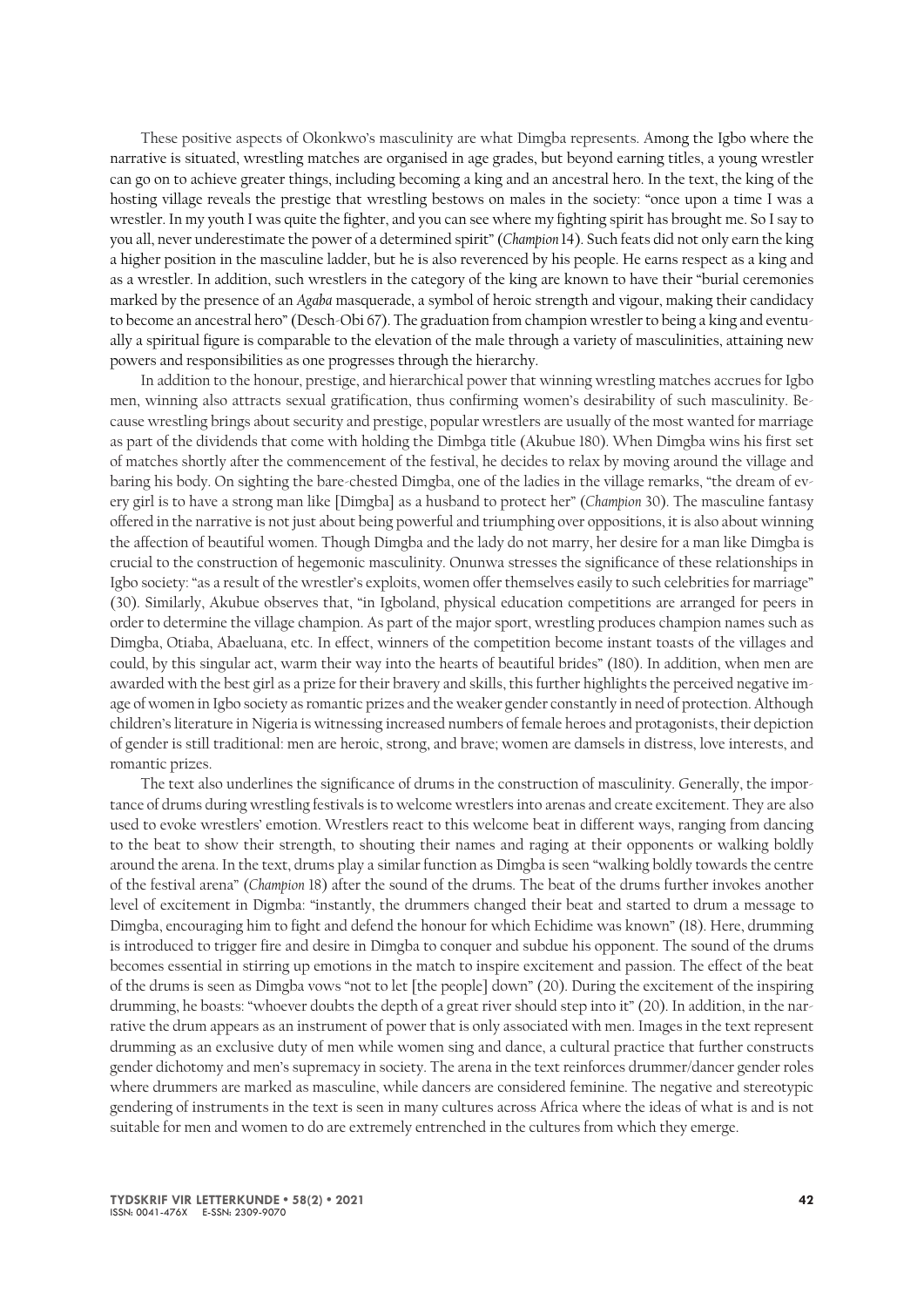These positive aspects of Okonkwo's masculinity are what Dimgba represents. Among the Igbo where the narrative is situated, wrestling matches are organised in age grades, but beyond earning titles, a young wrestler can go on to achieve greater things, including becoming a king and an ancestral hero. In the text, the king of the hosting village reveals the prestige that wrestling bestows on males in the society: "once upon a time I was a wrestler. In my youth I was quite the fighter, and you can see where my fighting spirit has brought me. So I say to you all, never underestimate the power of a determined spirit" (*Champion* 14). Such feats did not only earn the king a higher position in the masculine ladder, but he is also reverenced by his people. He earns respect as a king and as a wrestler. In addition, such wrestlers in the category of the king are known to have their "burial ceremonies marked by the presence of an *Agaba* masquerade, a symbol of heroic strength and vigour, making their candidacy to become an ancestral hero" (Desch-Obi 67). The graduation from champion wrestler to being a king and eventually a spiritual figure is comparable to the elevation of the male through a variety of masculinities, attaining new powers and responsibilities as one progresses through the hierarchy.

In addition to the honour, prestige, and hierarchical power that winning wrestling matches accrues for Igbo men, winning also attracts sexual gratification, thus confirming women's desirability of such masculinity. Because wrestling brings about security and prestige, popular wrestlers are usually of the most wanted for marriage as part of the dividends that come with holding the Dimbga title (Akubue 180). When Dimgba wins his first set of matches shortly after the commencement of the festival, he decides to relax by moving around the village and baring his body. On sighting the bare-chested Dimgba, one of the ladies in the village remarks, "the dream of every girl is to have a strong man like [Dimgba] as a husband to protect her" (*Champion* 30). The masculine fantasy offered in the narrative is not just about being powerful and triumphing over oppositions, it is also about winning the affection of beautiful women. Though Dimgba and the lady do not marry, her desire for a man like Dimgba is crucial to the construction of hegemonic masculinity. Onunwa stresses the significance of these relationships in Igbo society: "as a result of the wrestler's exploits, women offer themselves easily to such celebrities for marriage" (30). Similarly, Akubue observes that, "in Igboland, physical education competitions are arranged for peers in order to determine the village champion. As part of the major sport, wrestling produces champion names such as Dimgba, Otiaba, Abaeluana, etc. In effect, winners of the competition become instant toasts of the villages and could, by this singular act, warm their way into the hearts of beautiful brides" (180). In addition, when men are awarded with the best girl as a prize for their bravery and skills, this further highlights the perceived negative image of women in Igbo society as romantic prizes and the weaker gender constantly in need of protection. Although children's literature in Nigeria is witnessing increased numbers of female heroes and protagonists, their depiction of gender is still traditional: men are heroic, strong, and brave; women are damsels in distress, love interests, and romantic prizes.

The text also underlines the significance of drums in the construction of masculinity. Generally, the importance of drums during wrestling festivals is to welcome wrestlers into arenas and create excitement. They are also used to evoke wrestlers' emotion. Wrestlers react to this welcome beat in different ways, ranging from dancing to the beat to show their strength, to shouting their names and raging at their opponents or walking boldly around the arena. In the text, drums play a similar function as Dimgba is seen "walking boldly towards the centre of the festival arena" (*Champion* 18) after the sound of the drums. The beat of the drums further invokes another level of excitement in Digmba: "instantly, the drummers changed their beat and started to drum a message to Dimgba, encouraging him to fight and defend the honour for which Echidime was known" (18). Here, drumming is introduced to trigger fire and desire in Dimgba to conquer and subdue his opponent. The sound of the drums becomes essential in stirring up emotions in the match to inspire excitement and passion. The effect of the beat of the drums is seen as Dimgba vows "not to let [the people] down" (20). During the excitement of the inspiring drumming, he boasts: "whoever doubts the depth of a great river should step into it" (20). In addition, in the narrative the drum appears as an instrument of power that is only associated with men. Images in the text represent drumming as an exclusive duty of men while women sing and dance, a cultural practice that further constructs gender dichotomy and men's supremacy in society. The arena in the text reinforces drummer/dancer gender roles where drummers are marked as masculine, while dancers are considered feminine. The negative and stereotypic gendering of instruments in the text is seen in many cultures across Africa where the ideas of what is and is not suitable for men and women to do are extremely entrenched in the cultures from which they emerge.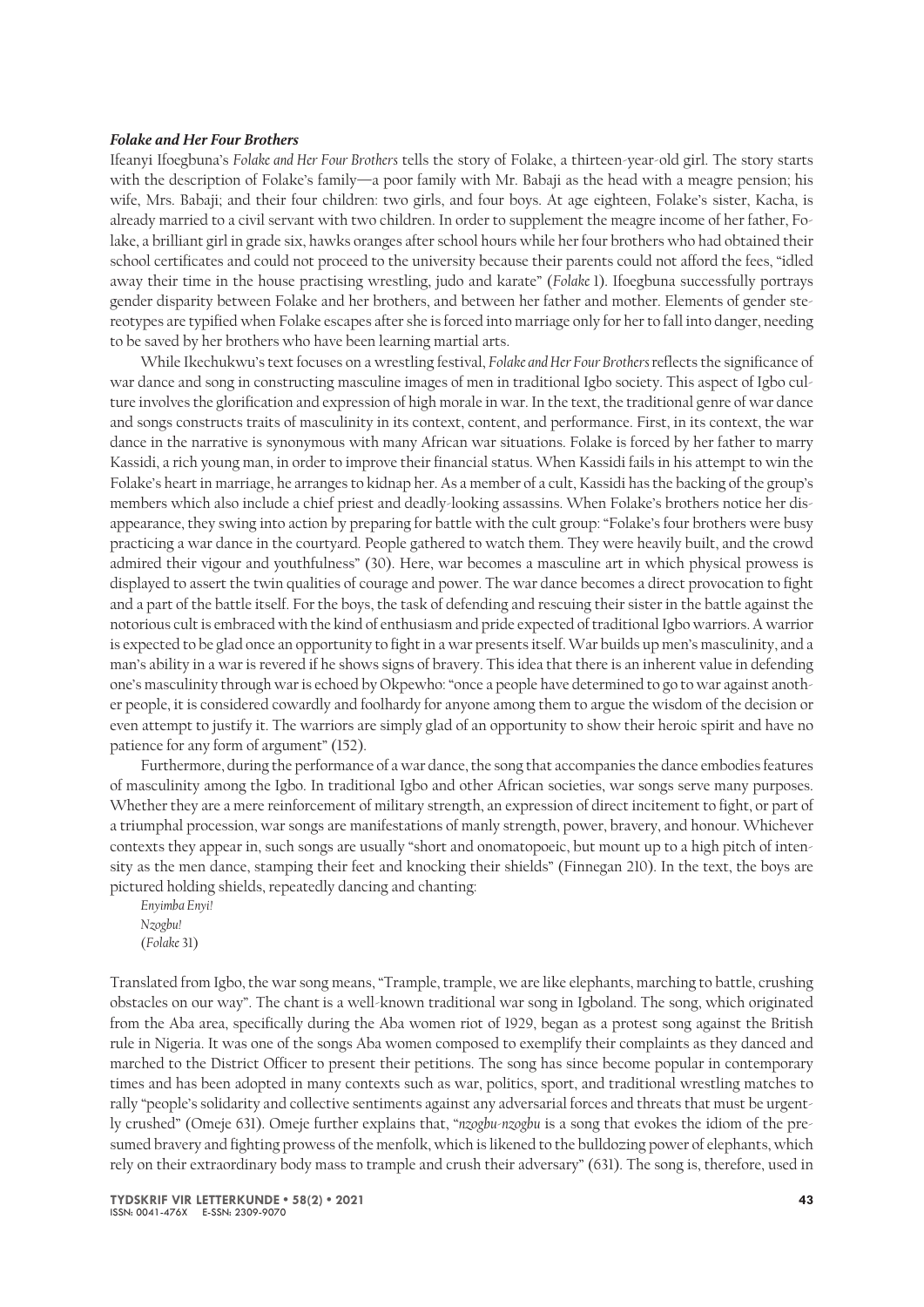### *Folake and Her Four Brothers*

Ifeanyi Ifoegbuna's *Folake and Her Four Brothers* tells the story of Folake, a thirteen-year-old girl. The story starts with the description of Folake's family—a poor family with Mr. Babaji as the head with a meagre pension; his wife, Mrs. Babaji; and their four children: two girls, and four boys. At age eighteen, Folake's sister, Kacha, is already married to a civil servant with two children. In order to supplement the meagre income of her father, Folake, a brilliant girl in grade six, hawks oranges after school hours while her four brothers who had obtained their school certificates and could not proceed to the university because their parents could not afford the fees, "idled away their time in the house practising wrestling, judo and karate" (*Folake* 1). Ifoegbuna successfully portrays gender disparity between Folake and her brothers, and between her father and mother. Elements of gender stereotypes are typified when Folake escapes after she is forced into marriage only for her to fall into danger, needing to be saved by her brothers who have been learning martial arts.

While Ikechukwu's text focuses on a wrestling festival, *Folake and Her Four Brothers* reflects the significance of war dance and song in constructing masculine images of men in traditional Igbo society. This aspect of Igbo culture involves the glorification and expression of high morale in war. In the text, the traditional genre of war dance and songs constructs traits of masculinity in its context, content, and performance. First, in its context, the war dance in the narrative is synonymous with many African war situations. Folake is forced by her father to marry Kassidi, a rich young man, in order to improve their financial status. When Kassidi fails in his attempt to win the Folake's heart in marriage, he arranges to kidnap her. As a member of a cult, Kassidi has the backing of the group's members which also include a chief priest and deadly-looking assassins. When Folake's brothers notice her disappearance, they swing into action by preparing for battle with the cult group: "Folake's four brothers were busy practicing a war dance in the courtyard. People gathered to watch them. They were heavily built, and the crowd admired their vigour and youthfulness" (30). Here, war becomes a masculine art in which physical prowess is displayed to assert the twin qualities of courage and power. The war dance becomes a direct provocation to fight and a part of the battle itself. For the boys, the task of defending and rescuing their sister in the battle against the notorious cult is embraced with the kind of enthusiasm and pride expected of traditional Igbo warriors. A warrior is expected to be glad once an opportunity to fight in a war presents itself. War builds up men's masculinity, and a man's ability in a war is revered if he shows signs of bravery. This idea that there is an inherent value in defending one's masculinity through war is echoed by Okpewho: "once a people have determined to go to war against another people, it is considered cowardly and foolhardy for anyone among them to argue the wisdom of the decision or even attempt to justify it. The warriors are simply glad of an opportunity to show their heroic spirit and have no patience for any form of argument" (152).

Furthermore, during the performance of a war dance, the song that accompanies the dance embodies features of masculinity among the Igbo. In traditional Igbo and other African societies, war songs serve many purposes. Whether they are a mere reinforcement of military strength, an expression of direct incitement to fight, or part of a triumphal procession, war songs are manifestations of manly strength, power, bravery, and honour. Whichever contexts they appear in, such songs are usually "short and onomatopoeic, but mount up to a high pitch of intensity as the men dance, stamping their feet and knocking their shields" (Finnegan 210). In the text, the boys are pictured holding shields, repeatedly dancing and chanting:

*Enyimba Enyi!*
*Nzogbu!*
(*Folake* 31)

Translated from Igbo, the war song means, "Trample, trample, we are like elephants, marching to battle, crushing obstacles on our way". The chant is a well-known traditional war song in Igboland. The song, which originated from the Aba area, specifically during the Aba women riot of 1929, began as a protest song against the British rule in Nigeria. It was one of the songs Aba women composed to exemplify their complaints as they danced and marched to the District Officer to present their petitions. The song has since become popular in contemporary times and has been adopted in many contexts such as war, politics, sport, and traditional wrestling matches to rally "people's solidarity and collective sentiments against any adversarial forces and threats that must be urgently crushed" (Omeje 631). Omeje further explains that, "*nzogbu-nzogbu* is a song that evokes the idiom of the presumed bravery and fighting prowess of the menfolk, which is likened to the bulldozing power of elephants, which rely on their extraordinary body mass to trample and crush their adversary" (631). The song is, therefore, used in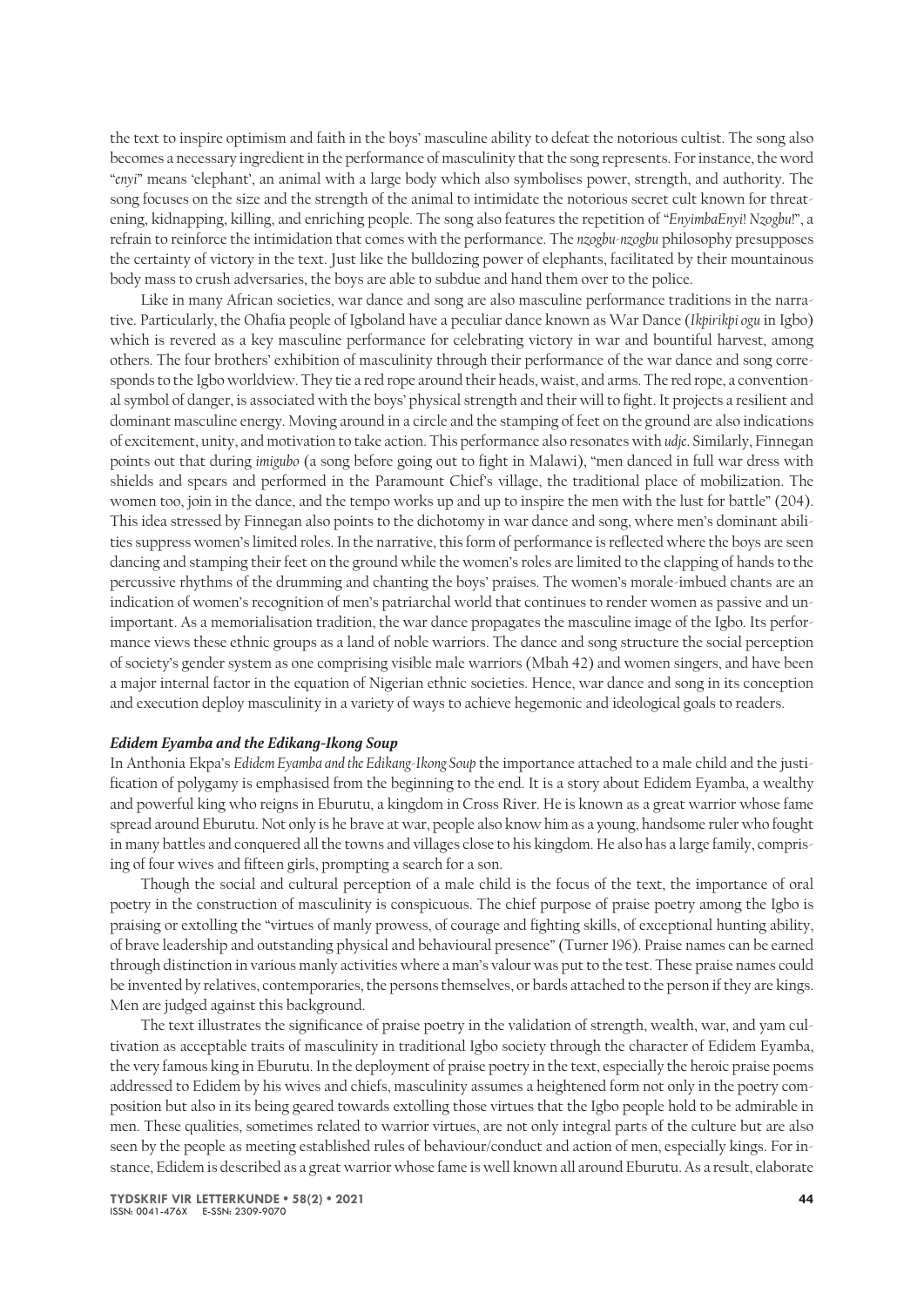the text to inspire optimism and faith in the boys' masculine ability to defeat the notorious cultist. The song also becomes a necessary ingredient in the performance of masculinity that the song represents. For instance, the word "*enyi*" means 'elephant', an animal with a large body which also symbolises power, strength, and authority. The song focuses on the size and the strength of the animal to intimidate the notorious secret cult known for threatening, kidnapping, killing, and enriching people. The song also features the repetition of "*EnyimbaEnyi! Nzogbu!*", a refrain to reinforce the intimidation that comes with the performance. The *nzogbu-nzogbu* philosophy presupposes the certainty of victory in the text. Just like the bulldozing power of elephants, facilitated by their mountainous body mass to crush adversaries, the boys are able to subdue and hand them over to the police.

Like in many African societies, war dance and song are also masculine performance traditions in the narrative. Particularly, the Ohafia people of Igboland have a peculiar dance known as War Dance (*Ikpirikpi ogu* in Igbo) which is revered as a key masculine performance for celebrating victory in war and bountiful harvest, among others. The four brothers' exhibition of masculinity through their performance of the war dance and song corresponds to the Igbo worldview. They tie a red rope around their heads, waist, and arms. The red rope, a conventional symbol of danger, is associated with the boys' physical strength and their will to fight. It projects a resilient and dominant masculine energy. Moving around in a circle and the stamping of feet on the ground are also indications of excitement, unity, and motivation to take action. This performance also resonates with *udje*. Similarly, Finnegan points out that during *imigubo* (a song before going out to fight in Malawi), "men danced in full war dress with shields and spears and performed in the Paramount Chief's village, the traditional place of mobilization. The women too, join in the dance, and the tempo works up and up to inspire the men with the lust for battle" (204). This idea stressed by Finnegan also points to the dichotomy in war dance and song, where men's dominant abilities suppress women's limited roles. In the narrative, this form of performance is reflected where the boys are seen dancing and stamping their feet on the ground while the women's roles are limited to the clapping of hands to the percussive rhythms of the drumming and chanting the boys' praises. The women's morale-imbued chants are an indication of women's recognition of men's patriarchal world that continues to render women as passive and unimportant. As a memorialisation tradition, the war dance propagates the masculine image of the Igbo. Its performance views these ethnic groups as a land of noble warriors. The dance and song structure the social perception of society's gender system as one comprising visible male warriors (Mbah 42) and women singers, and have been a major internal factor in the equation of Nigerian ethnic societies. Hence, war dance and song in its conception and execution deploy masculinity in a variety of ways to achieve hegemonic and ideological goals to readers.

### *Edidem Eyamba and the Edikang-Ikong Soup*

In Anthonia Ekpa's *Edidem Eyamba and the Edikang-Ikong Soup* the importance attached to a male child and the justification of polygamy is emphasised from the beginning to the end. It is a story about Edidem Eyamba, a wealthy and powerful king who reigns in Eburutu, a kingdom in Cross River. He is known as a great warrior whose fame spread around Eburutu. Not only is he brave at war, people also know him as a young, handsome ruler who fought in many battles and conquered all the towns and villages close to his kingdom. He also has a large family, comprising of four wives and fifteen girls, prompting a search for a son.

Though the social and cultural perception of a male child is the focus of the text, the importance of oral poetry in the construction of masculinity is conspicuous. The chief purpose of praise poetry among the Igbo is praising or extolling the "virtues of manly prowess, of courage and fighting skills, of exceptional hunting ability, of brave leadership and outstanding physical and behavioural presence" (Turner 196). Praise names can be earned through distinction in various manly activities where a man's valour was put to the test. These praise names could be invented by relatives, contemporaries, the persons themselves, or bards attached to the person if they are kings. Men are judged against this background.

The text illustrates the significance of praise poetry in the validation of strength, wealth, war, and yam cultivation as acceptable traits of masculinity in traditional Igbo society through the character of Edidem Eyamba, the very famous king in Eburutu. In the deployment of praise poetry in the text, especially the heroic praise poems addressed to Edidem by his wives and chiefs, masculinity assumes a heightened form not only in the poetry composition but also in its being geared towards extolling those virtues that the Igbo people hold to be admirable in men. These qualities, sometimes related to warrior virtues, are not only integral parts of the culture but are also seen by the people as meeting established rules of behaviour/conduct and action of men, especially kings. For instance, Edidem is described as a great warrior whose fame is well known all around Eburutu. As a result, elaborate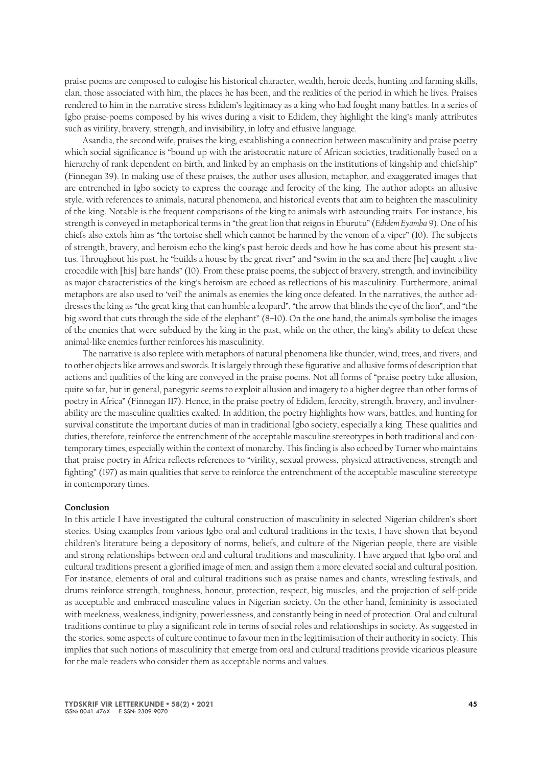praise poems are composed to eulogise his historical character, wealth, heroic deeds, hunting and farming skills, clan, those associated with him, the places he has been, and the realities of the period in which he lives. Praises rendered to him in the narrative stress Edidem's legitimacy as a king who had fought many battles. In a series of Igbo praise-poems composed by his wives during a visit to Edidem, they highlight the king's manly attributes such as virility, bravery, strength, and invisibility, in lofty and effusive language.

Asandia, the second wife, praises the king, establishing a connection between masculinity and praise poetry which social significance is "bound up with the aristocratic nature of African societies, traditionally based on a hierarchy of rank dependent on birth, and linked by an emphasis on the institutions of kingship and chiefship" (Finnegan 39). In making use of these praises, the author uses allusion, metaphor, and exaggerated images that are entrenched in Igbo society to express the courage and ferocity of the king. The author adopts an allusive style, with references to animals, natural phenomena, and historical events that aim to heighten the masculinity of the king. Notable is the frequent comparisons of the king to animals with astounding traits. For instance, his strength is conveyed in metaphorical terms in "the great lion that reigns in Eburutu" (*Edidem Eyamba* 9). One of his chiefs also extols him as "the tortoise shell which cannot be harmed by the venom of a viper" (10). The subjects of strength, bravery, and heroism echo the king's past heroic deeds and how he has come about his present status. Throughout his past, he "builds a house by the great river" and "swim in the sea and there [he] caught a live crocodile with [his] bare hands" (10). From these praise poems, the subject of bravery, strength, and invincibility as major characteristics of the king's heroism are echoed as reflections of his masculinity. Furthermore, animal metaphors are also used to 'veil' the animals as enemies the king once defeated. In the narratives, the author addresses the king as "the great king that can humble a leopard", "the arrow that blinds the eye of the lion", and "the big sword that cuts through the side of the elephant" (8–10). On the one hand, the animals symbolise the images of the enemies that were subdued by the king in the past, while on the other, the king's ability to defeat these animal-like enemies further reinforces his masculinity.

The narrative is also replete with metaphors of natural phenomena like thunder, wind, trees, and rivers, and to other objects like arrows and swords. It is largely through these figurative and allusive forms of description that actions and qualities of the king are conveyed in the praise poems. Not all forms of "praise poetry take allusion, quite so far, but in general, panegyric seems to exploit allusion and imagery to a higher degree than other forms of poetry in Africa" (Finnegan 117). Hence, in the praise poetry of Edidem, ferocity, strength, bravery, and invulnerability are the masculine qualities exalted. In addition, the poetry highlights how wars, battles, and hunting for survival constitute the important duties of man in traditional Igbo society, especially a king. These qualities and duties, therefore, reinforce the entrenchment of the acceptable masculine stereotypes in both traditional and contemporary times, especially within the context of monarchy. This finding is also echoed by Turner who maintains that praise poetry in Africa reflects references to "virility, sexual prowess, physical attractiveness, strength and fighting" (197) as main qualities that serve to reinforce the entrenchment of the acceptable masculine stereotype in contemporary times.

**Conclusion**

In this article I have investigated the cultural construction of masculinity in selected Nigerian children's short stories. Using examples from various Igbo oral and cultural traditions in the texts, I have shown that beyond children's literature being a depository of norms, beliefs, and culture of the Nigerian people, there are visible and strong relationships between oral and cultural traditions and masculinity. I have argued that Igbo oral and cultural traditions present a glorified image of men, and assign them a more elevated social and cultural position. For instance, elements of oral and cultural traditions such as praise names and chants, wrestling festivals, and drums reinforce strength, toughness, honour, protection, respect, big muscles, and the projection of self-pride as acceptable and embraced masculine values in Nigerian society. On the other hand, femininity is associated with meekness, weakness, indignity, powerlessness, and constantly being in need of protection. Oral and cultural traditions continue to play a significant role in terms of social roles and relationships in society. As suggested in the stories, some aspects of culture continue to favour men in the legitimisation of their authority in society. This implies that such notions of masculinity that emerge from oral and cultural traditions provide vicarious pleasure for the male readers who consider them as acceptable norms and values.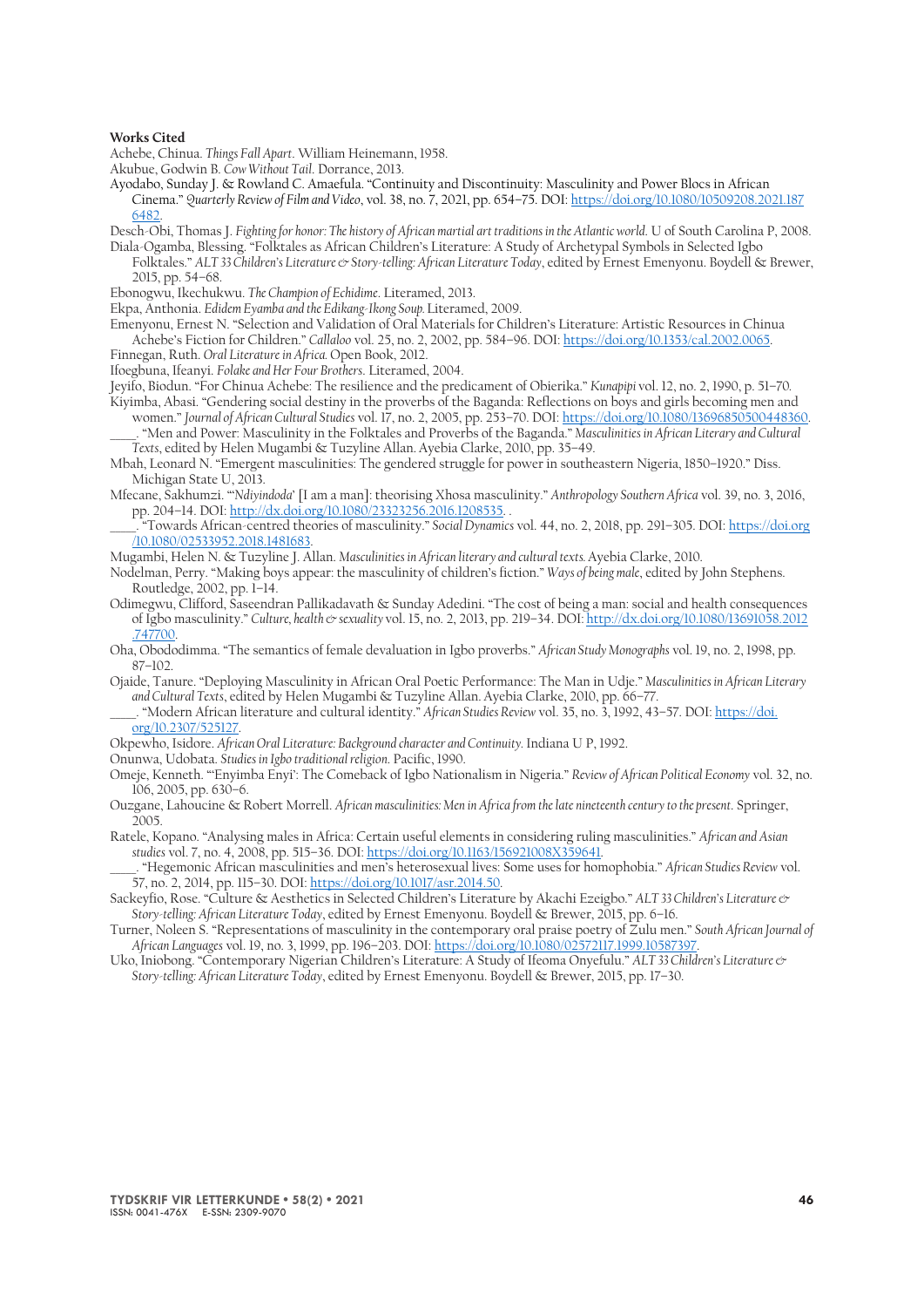**Works Cited**

Achebe, Chinua. *Things Fall Apart*. William Heinemann, 1958.

Akubue, Godwin B. *Cow Without Tail*. Dorrance, 2013.

Ayodabo, Sunday J. & Rowland C. Amaefula. "Continuity and Discontinuity: Masculinity and Power Blocs in African Cinema." *Quarterly Review of Film and Video*, vol. 38, no. 7, 2021, pp. 654–75. DOI: https://doi.org/10.1080/10509208.2021.1876482.

Desch-Obi, Thomas J. *Fighting for honor: The history of African martial art traditions in the Atlantic world*. U of South Carolina P, 2008.

Diala-Ogamba, Blessing. "Folktales as African Children's Literature: A Study of Archetypal Symbols in Selected Igbo Folktales." *ALT 33 Children's Literature & Story-telling: African Literature Today*, edited by Ernest Emenyonu. Boydell & Brewer, 2015, pp. 54–68.

Ebonogwu, Ikechukwu. *The Champion of Echidime*. Literamed, 2013.

Ekpa, Anthonia. *Edidem Eyamba and the Edikang-Ikong Soup*. Literamed, 2009.

Emenyonu, Ernest N. "Selection and Validation of Oral Materials for Children's Literature: Artistic Resources in Chinua Achebe's Fiction for Children." *Callaloo* vol. 25, no. 2, 2002, pp. 584–96. DOI: https://doi.org/10.1353/cal.2002.0065.

Finnegan, Ruth. *Oral Literature in Africa*. Open Book, 2012.

Ifoegbuna, Ifeanyi. *Folake and Her Four Brothers*. Literamed, 2004.

Jeyifo, Biodun. "For Chinua Achebe: The resilience and the predicament of Obierika." *Kunapipi* vol. 12, no. 2, 1990, p. 51–70.

Kiyimba, Abasi. "Gendering social destiny in the proverbs of the Baganda: Reflections on boys and girls becoming men and women." *Journal of African Cultural Studies* vol. 17, no. 2, 2005, pp. 253–70. DOI: https://doi.org/10.1080/13696850500448360.

\_\_\_\_. "Men and Power: Masculinity in the Folktales and Proverbs of the Baganda." *Masculinities in African Literary and Cultural Texts*, edited by Helen Mugambi & Tuzyline Allan. Ayebia Clarke, 2010, pp. 35–49.

Mbah, Leonard N. "Emergent masculinities: The gendered struggle for power in southeastern Nigeria, 1850–1920." Diss. Michigan State U, 2013.

Mfecane, Sakhumzi. "'*Ndiyindoda*' [I am a man]: theorising Xhosa masculinity." *Anthropology Southern Africa* vol. 39, no. 3, 2016, pp. 204–14. DOI: http://dx.doi.org/10.1080/23323256.2016.1208535. .

\_\_\_\_. "Towards African-centred theories of masculinity." *Social Dynamics* vol. 44, no. 2, 2018, pp. 291–305. DOI: https://doi.org/10.1080/02533952.2018.1481683.

Mugambi, Helen N. & Tuzyline J. Allan. *Masculinities in African literary and cultural texts*. Ayebia Clarke, 2010.

Nodelman, Perry. "Making boys appear: the masculinity of children's fiction." *Ways of being male*, edited by John Stephens. Routledge, 2002, pp. 1–14.

Odimegwu, Clifford, Saseendran Pallikadavath & Sunday Adedini. "The cost of being a man: social and health consequences of Igbo masculinity." *Culture, health & sexuality* vol. 15, no. 2, 2013, pp. 219–34. DOI: http://dx.doi.org/10.1080/13691058.2012.747700.

Oha, Obododimma. "The semantics of female devaluation in Igbo proverbs." *African Study Monographs* vol. 19, no. 2, 1998, pp. 87–102.

Ojaide, Tanure. "Deploying Masculinity in African Oral Poetic Performance: The Man in Udje." *Masculinities in African Literary and Cultural Texts*, edited by Helen Mugambi & Tuzyline Allan. Ayebia Clarke, 2010, pp. 66–77.

\_\_\_\_. "Modern African literature and cultural identity." *African Studies Review* vol. 35, no. 3, 1992, 43–57. DOI: https://doi.org/10.2307/525127.

Okpewho, Isidore. *African Oral Literature: Background character and Continuity*. Indiana U P, 1992.

Onunwa, Udobata. *Studies in Igbo traditional religion*. Pacific, 1990.

Omeje, Kenneth. "'Enyimba Enyi': The Comeback of Igbo Nationalism in Nigeria." *Review of African Political Economy* vol. 32, no. 106, 2005, pp. 630–6.

Ouzgane, Lahoucine & Robert Morrell. *African masculinities: Men in Africa from the late nineteenth century to the present*. Springer, 2005.

Ratele, Kopano. "Analysing males in Africa: Certain useful elements in considering ruling masculinities." *African and Asian studies* vol. 7, no. 4, 2008, pp. 515–36. DOI: https://doi.org/10.1163/156921008X359641.

\_\_\_\_. "Hegemonic African masculinities and men's heterosexual lives: Some uses for homophobia." *African Studies Review* vol. 57, no. 2, 2014, pp. 115–30. DOI: https://doi.org/10.1017/asr.2014.50.

Sackeyfio, Rose. "Culture & Aesthetics in Selected Children's Literature by Akachi Ezeigbo." *ALT 33 Children's Literature & Story-telling: African Literature Today*, edited by Ernest Emenyonu. Boydell & Brewer, 2015, pp. 6–16.

Turner, Noleen S. "Representations of masculinity in the contemporary oral praise poetry of Zulu men." *South African Journal of African Languages* vol. 19, no. 3, 1999, pp. 196–203. DOI: https://doi.org/10.1080/02572117.1999.10587397.

Uko, Iniobong. "Contemporary Nigerian Children's Literature: A Study of Ifeoma Onyefulu." *ALT 33 Children's Literature & Story-telling: African Literature Today*, edited by Ernest Emenyonu. Boydell & Brewer, 2015, pp. 17–30.